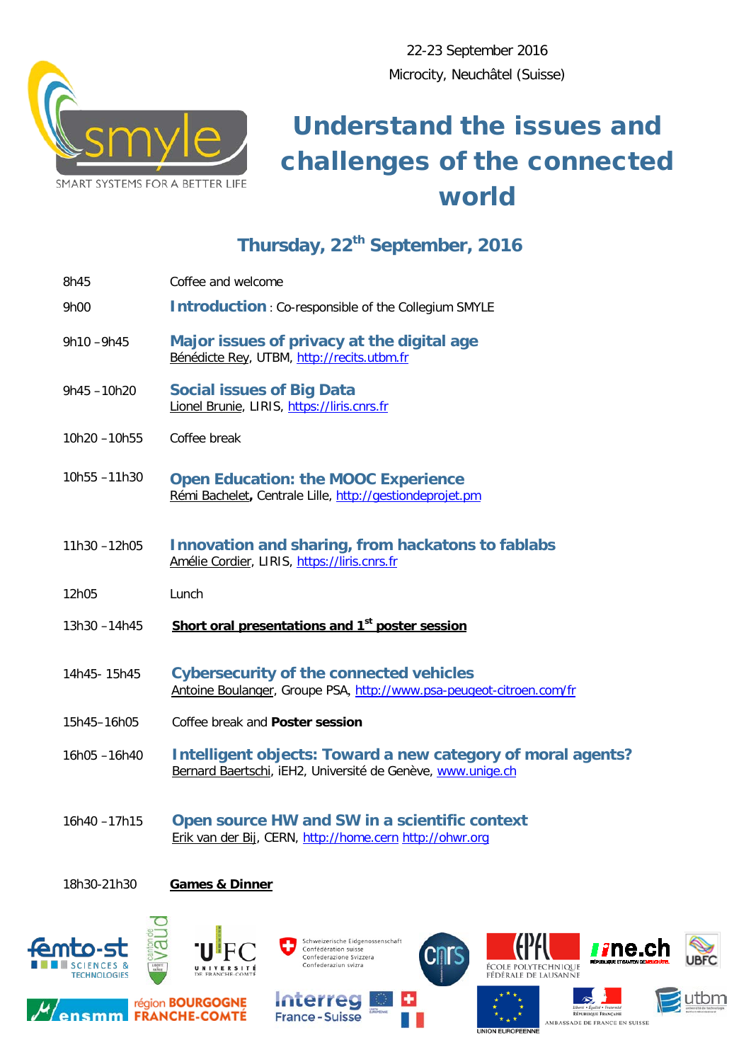22-23 September 2016

Microcity, Neuchâtel (Suisse)

SMART SYSTEMS FOR A BETTER LIFE

# Understand the issues and challenges of the connected world

## Thursday, 22[th] September, 2016

8h45 Coffee and welcome

9h00 **Introduction** : Co-responsible of the Collegium SMYLE

9h10 – 9h45 **Major issues of privacy at the digital age**
Bénédicte Rey, UTBM, http://recits.utbm.fr

9h45 – 10h20 **Social issues of Big Data**
Lionel Brunie, LIRIS, https://liris.cnrs.fr

10h20 – 10h55 Coffee break

10h55 – 11h30 **Open Education: the MOOC Experience**
Rémi Bachelet**,** Centrale Lille, http://gestiondeprojet.pm

11h30 – 12h05 **Innovation and sharing, from hackatons to fablabs**
Amélie Cordier, LIRIS, https://liris.cnrs.fr

12h05 Lunch

13h30 – 14h45 **Short oral presentations and 1[st] poster session**

14h45- 15h45 **Cybersecurity of the connected vehicles**
Antoine Boulanger, Groupe PSA, http://www.psa-peugeot-citroen.com/fr

15h45–16h05 Coffee break and **Poster session**

16h05 – 16h40 **Intelligent objects: Toward a new category of moral agents?**
Bernard Baertschi, iEH2, Université de Genève, www.unige.ch

16h40 – 17h15 **Open source HW and SW in a scientific context**
Erik van der Bij, CERN, http://home.cern http://ohwr.org

18h30-21h30 **Games & Dinner**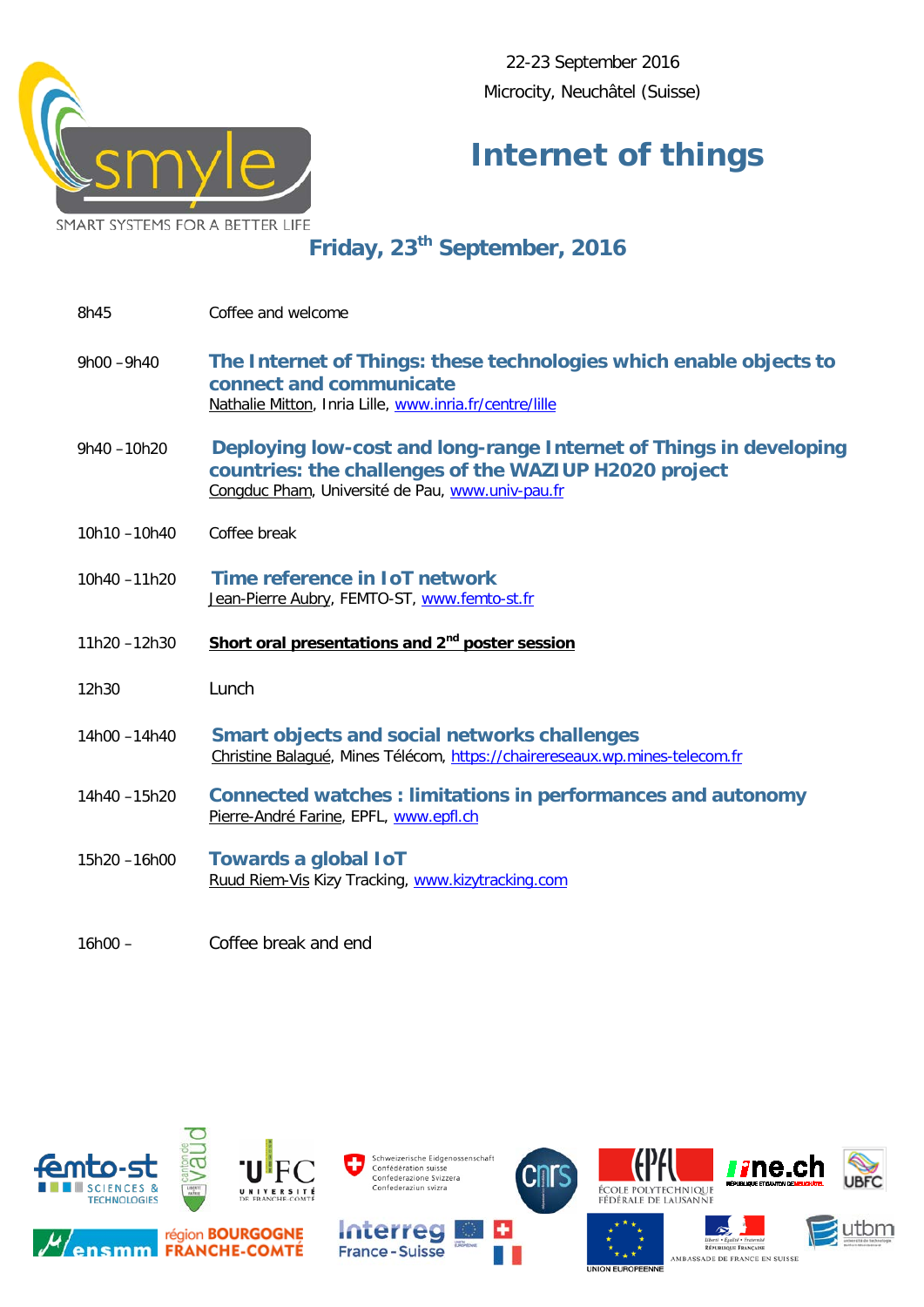22-23 September 2016

Microcity, Neuchâtel (Suisse)

SMART SYSTEMS FOR A BETTER LIFE

# Internet of things

## Friday, 23th September, 2016

| | |
|---|---|
| 8h45 | Coffee and welcome |
| 9h00 – 9h40 | **The Internet of Things: these technologies which enable objects to connect and communicate**<br>Nathalie Mitton, Inria Lille, www.inria.fr/centre/lille |
| 9h40 – 10h20 | **Deploying low-cost and long-range Internet of Things in developing countries: the challenges of the WAZIUP H2020 project**<br>Congduc Pham, Université de Pau, www.univ-pau.fr |
| 10h10 – 10h40 | Coffee break |
| 10h40 – 11h20 | **Time reference in IoT network**<br>Jean-Pierre Aubry, FEMTO-ST, www.femto-st.fr |
| 11h20 – 12h30 | **Short oral presentations and 2nd poster session** |
| 12h30 | Lunch |
| 14h00 – 14h40 | **Smart objects and social networks challenges**<br>Christine Balagué, Mines Télécom, https://chairereseaux.wp.mines-telecom.fr |
| 14h40 – 15h20 | **Connected watches : limitations in performances and autonomy**<br>Pierre-André Farine, EPFL, www.epfl.ch |
| 15h20 – 16h00 | **Towards a global IoT**<br>Ruud Riem-Vis Kizy Tracking, www.kizytracking.com |
| 16h00 – | Coffee break and end |